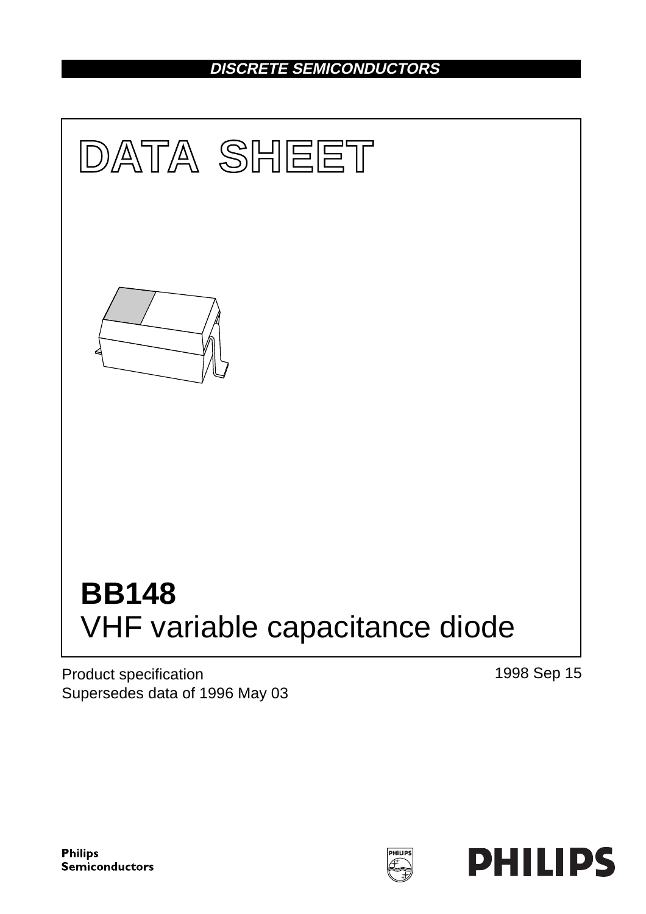DISCRETE SEMICONDUCTORS

# DATA SHEET

# BB148
## VHF variable capacitance diode

Product specification
Supersedes data of 1996 May 03

1998 Sep 15

Philips Semiconductors

PHILIPS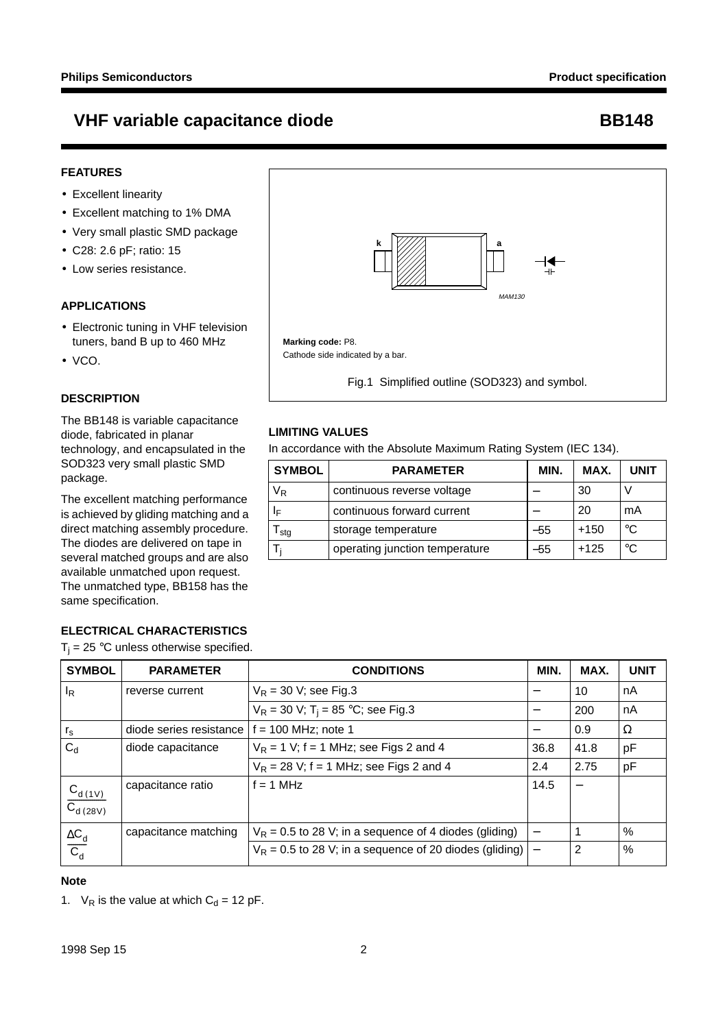# VHF variable capacitance diode — BB148

## FEATURES

- Excellent linearity
- Excellent matching to 1% DMA
- Very small plastic SMD package
- C28: 2.6 pF; ratio: 15
- Low series resistance.

## APPLICATIONS

- Electronic tuning in VHF television tuners, band B up to 460 MHz
- VCO.

## DESCRIPTION

The BB148 is variable capacitance diode, fabricated in planar technology, and encapsulated in the SOD323 very small plastic SMD package.

The excellent matching performance is achieved by gliding matching and a direct matching assembly procedure. The diodes are delivered on tape in several matched groups and are also available unmatched upon request. The unmatched type, BB158 has the same specification.

**Marking code:** P8.
Cathode side indicated by a bar.

Fig.1 Simplified outline (SOD323) and symbol.

## LIMITING VALUES

In accordance with the Absolute Maximum Rating System (IEC 134).

| SYMBOL | PARAMETER | MIN. | MAX. | UNIT |
|---|---|---|---|---|
| $V_R$ | continuous reverse voltage | – | 30 | V |
| $I_F$ | continuous forward current | – | 20 | mA |
| $T_{stg}$ | storage temperature | –55 | +150 | °C |
| $T_j$ | operating junction temperature | –55 | +125 | °C |

## ELECTRICAL CHARACTERISTICS

$T_j$ = 25 °C unless otherwise specified.

| SYMBOL | PARAMETER | CONDITIONS | MIN. | MAX. | UNIT |
|---|---|---|---|---|---|
| $I_R$ | reverse current | $V_R$ = 30 V; see Fig.3 | – | 10 | nA |
| | | $V_R$ = 30 V; $T_j$ = 85 °C; see Fig.3 | – | 200 | nA |
| $r_s$ | diode series resistance | f = 100 MHz; note 1 | – | 0.9 | Ω |
| $C_d$ | diode capacitance | $V_R$ = 1 V; f = 1 MHz; see Figs 2 and 4 | 36.8 | 41.8 | pF |
| | | $V_R$ = 28 V; f = 1 MHz; see Figs 2 and 4 | 2.4 | 2.75 | pF |
| $\frac{C_{d(1V)}}{C_{d(28V)}}$ | capacitance ratio | f = 1 MHz | 14.5 | – | |
| $\frac{\Delta C_d}{C_d}$ | capacitance matching | $V_R$ = 0.5 to 28 V; in a sequence of 4 diodes (gliding) | – | 1 | % |
| | | $V_R$ = 0.5 to 28 V; in a sequence of 20 diodes (gliding) | – | 2 | % |

### Note

1. $V_R$ is the value at which $C_d$ = 12 pF.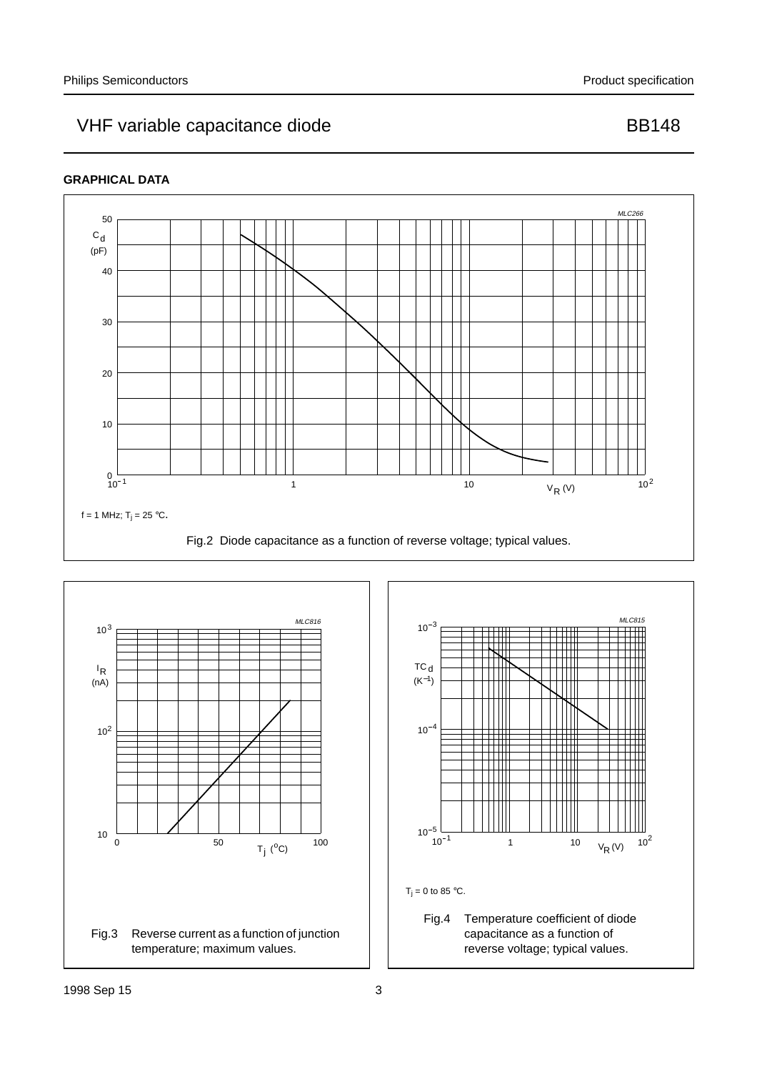## GRAPHICAL DATA

$f = 1$ MHz; $T_j = 25$ °C.

Fig.2 Diode capacitance as a function of reverse voltage; typical values.

Fig.3 Reverse current as a function of junction temperature; maximum values.

$T_j = 0$ to 85 °C.

Fig.4 Temperature coefficient of diode capacitance as a function of reverse voltage; typical values.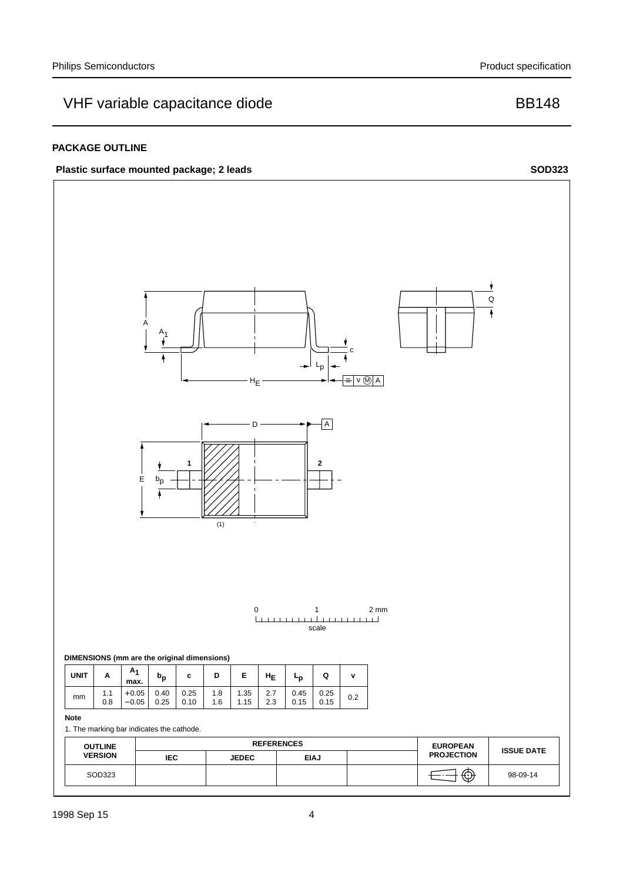## PACKAGE OUTLINE

**Plastic surface mounted package; 2 leads** **SOD323**

0 1 2 mm

scale

**DIMENSIONS (mm are the original dimensions)**

| UNIT | A | $A_1$ max. | $b_p$ | c | D | E | $H_E$ | $L_p$ | Q | v |
|---|---|---|---|---|---|---|---|---|---|---|
| mm | 1.1<br>0.8 | +0.05<br>−0.05 | 0.40<br>0.25 | 0.25<br>0.10 | 1.8<br>1.6 | 1.35<br>1.15 | 2.7<br>2.3 | 0.45<br>0.15 | 0.25<br>0.15 | 0.2 |

**Note**

1. The marking bar indicates the cathode.

| OUTLINE VERSION | REFERENCES | | | | EUROPEAN PROJECTION | ISSUE DATE |
|---|---|---|---|---|---|---|
| | IEC | JEDEC | EIAJ | | | |
| SOD323 | | | | | | 98-09-14 |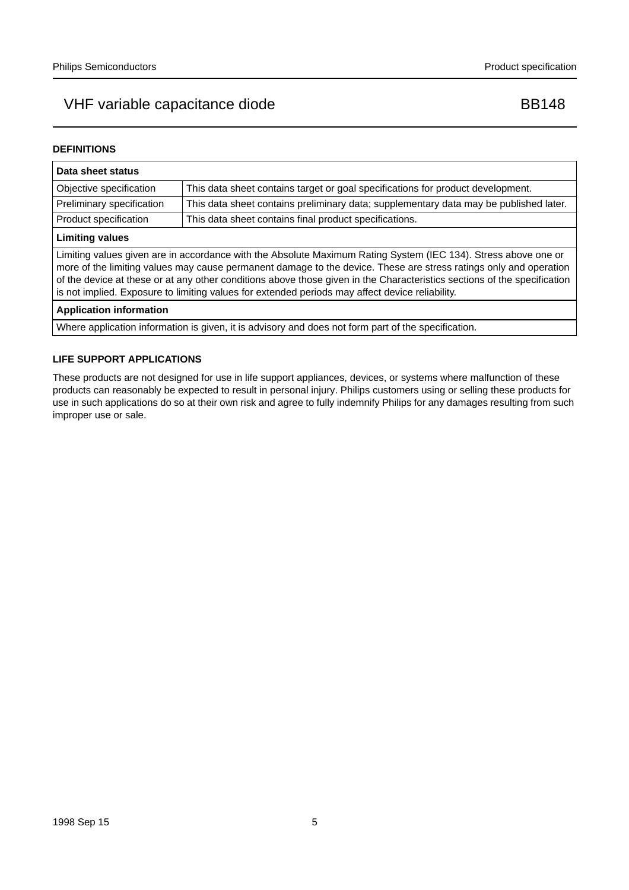## DEFINITIONS

| Data sheet status | |
|---|---|
| Objective specification | This data sheet contains target or goal specifications for product development. |
| Preliminary specification | This data sheet contains preliminary data; supplementary data may be published later. |
| Product specification | This data sheet contains final product specifications. |

**Limiting values**

Limiting values given are in accordance with the Absolute Maximum Rating System (IEC 134). Stress above one or more of the limiting values may cause permanent damage to the device. These are stress ratings only and operation of the device at these or at any other conditions above those given in the Characteristics sections of the specification is not implied. Exposure to limiting values for extended periods may affect device reliability.

**Application information**

Where application information is given, it is advisory and does not form part of the specification.

## LIFE SUPPORT APPLICATIONS

These products are not designed for use in life support appliances, devices, or systems where malfunction of these products can reasonably be expected to result in personal injury. Philips customers using or selling these products for use in such applications do so at their own risk and agree to fully indemnify Philips for any damages resulting from such improper use or sale.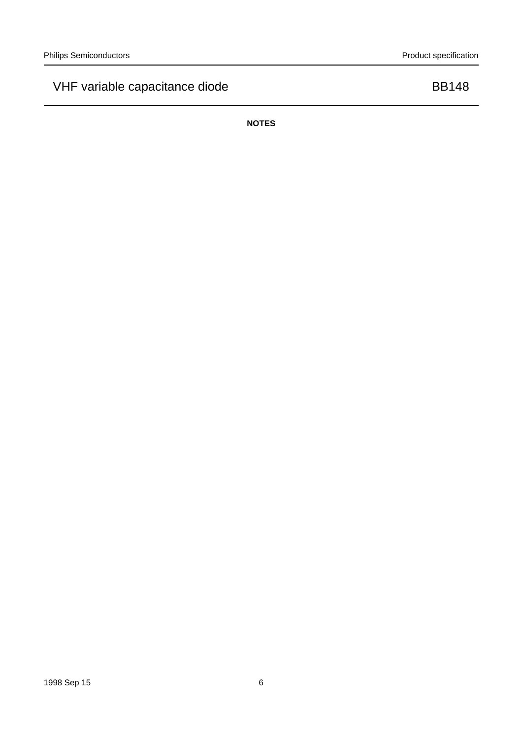**NOTES**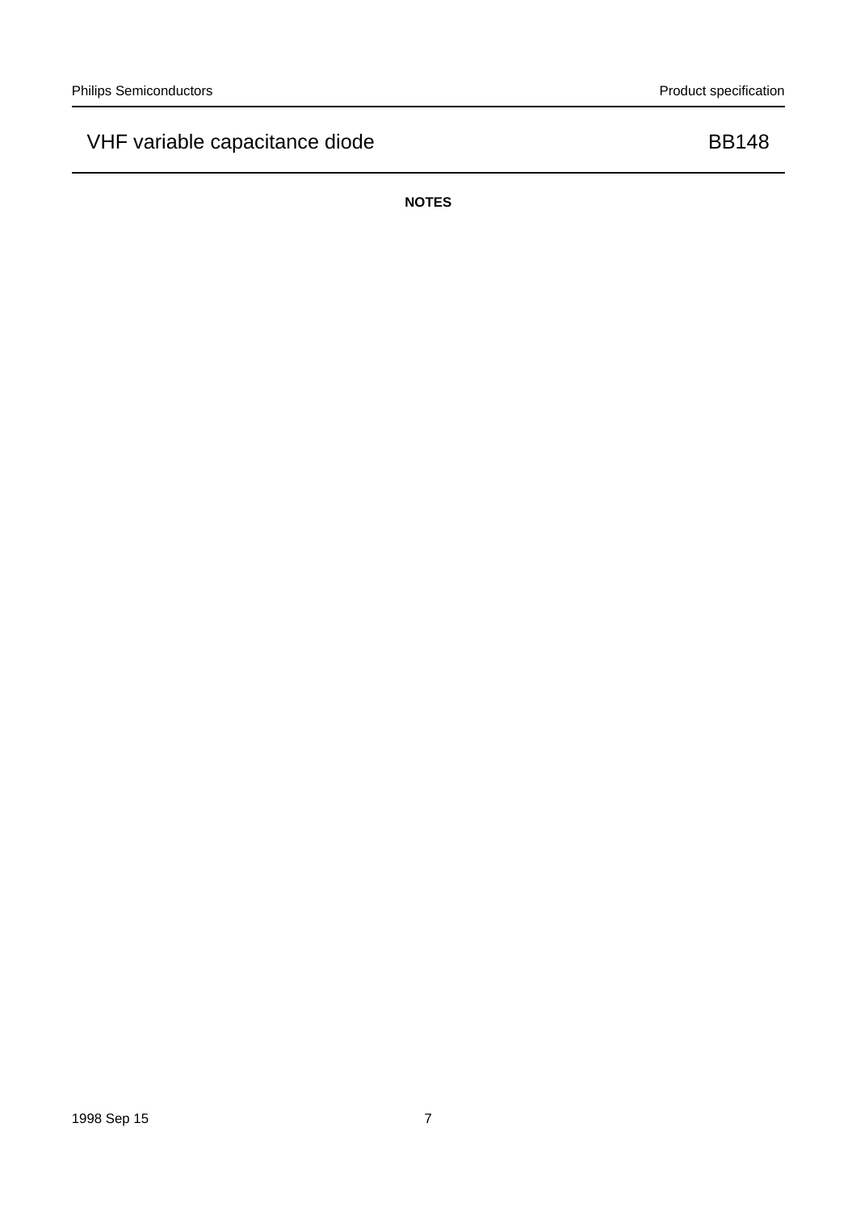## NOTES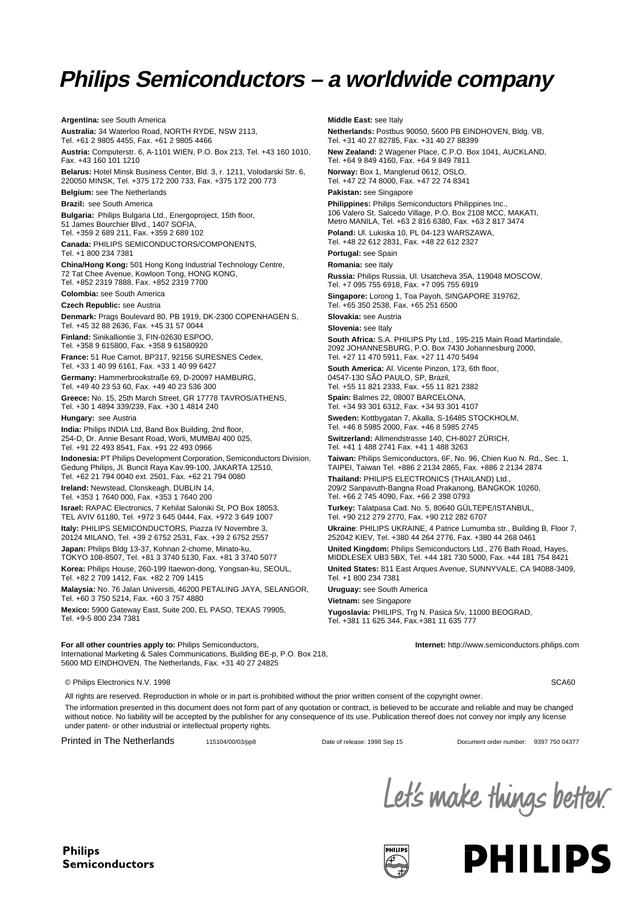# Philips Semiconductors – a worldwide company

**Argentina:** see South America

**Australia:** 34 Waterloo Road, NORTH RYDE, NSW 2113, Tel. +61 2 9805 4455, Fax. +61 2 9805 4466

**Austria:** Computerstr. 6, A-1101 WIEN, P.O. Box 213, Tel. +43 160 1010, Fax. +43 160 101 1210

**Belarus:** Hotel Minsk Business Center, Bld. 3, r. 1211, Volodarski Str. 6, 220050 MINSK, Tel. +375 172 200 733, Fax. +375 172 200 773

**Belgium:** see The Netherlands

**Brazil:** see South America

**Bulgaria:** Philips Bulgaria Ltd., Energoproject, 15th floor, 51 James Bourchier Blvd., 1407 SOFIA, Tel. +359 2 689 211, Fax. +359 2 689 102

**Canada:** PHILIPS SEMICONDUCTORS/COMPONENTS, Tel. +1 800 234 7381

**China/Hong Kong:** 501 Hong Kong Industrial Technology Centre, 72 Tat Chee Avenue, Kowloon Tong, HONG KONG, Tel. +852 2319 7888, Fax. +852 2319 7700

**Colombia:** see South America

**Czech Republic:** see Austria

**Denmark:** Prags Boulevard 80, PB 1919, DK-2300 COPENHAGEN S, Tel. +45 32 88 2636, Fax. +45 31 57 0044

**Finland:** Sinikalliontie 3, FIN-02630 ESPOO, Tel. +358 9 615800, Fax. +358 9 61580920

**France:** 51 Rue Carnot, BP317, 92156 SURESNES Cedex, Tel. +33 1 40 99 6161, Fax. +33 1 40 99 6427

**Germany:** Hammerbrookstraße 69, D-20097 HAMBURG, Tel. +49 40 23 53 60, Fax. +49 40 23 536 300

**Greece:** No. 15, 25th March Street, GR 17778 TAVROS/ATHENS, Tel. +30 1 4894 339/239, Fax. +30 1 4814 240

**Hungary:** see Austria

**India:** Philips INDIA Ltd, Band Box Building, 2nd floor, 254-D, Dr. Annie Besant Road, Worli, MUMBAI 400 025, Tel. +91 22 493 8541, Fax. +91 22 493 0966

**Indonesia:** PT Philips Development Corporation, Semiconductors Division, Gedung Philips, Jl. Buncit Raya Kav.99-100, JAKARTA 12510, Tel. +62 21 794 0040 ext. 2501, Fax. +62 21 794 0080

**Ireland:** Newstead, Clonskeagh, DUBLIN 14, Tel. +353 1 7640 000, Fax. +353 1 7640 200

**Israel:** RAPAC Electronics, 7 Kehilat Saloniki St, PO Box 18053, TEL AVIV 61180, Tel. +972 3 645 0444, Fax. +972 3 649 1007

**Italy:** PHILIPS SEMICONDUCTORS, Piazza IV Novembre 3, 20124 MILANO, Tel. +39 2 6752 2531, Fax. +39 2 6752 2557

**Japan:** Philips Bldg 13-37, Kohnan 2-chome, Minato-ku, TOKYO 108-8507, Tel. +81 3 3740 5130, Fax. +81 3 3740 5077

**Korea:** Philips House, 260-199 Itaewon-dong, Yongsan-ku, SEOUL, Tel. +82 2 709 1412, Fax. +82 2 709 1415

**Malaysia:** No. 76 Jalan Universiti, 46200 PETALING JAYA, SELANGOR, Tel. +60 3 750 5214, Fax. +60 3 757 4880

**Mexico:** 5900 Gateway East, Suite 200, EL PASO, TEXAS 79905, Tel. +9-5 800 234 7381

**Middle East:** see Italy

**Netherlands:** Postbus 90050, 5600 PB EINDHOVEN, Bldg. VB, Tel. +31 40 27 82785, Fax. +31 40 27 88399

**New Zealand:** 2 Wagener Place, C.P.O. Box 1041, AUCKLAND, Tel. +64 9 849 4160, Fax. +64 9 849 7811

**Norway:** Box 1, Manglerud 0612, OSLO, Tel. +47 22 74 8000, Fax. +47 22 74 8341

**Pakistan:** see Singapore

**Philippines:** Philips Semiconductors Philippines Inc., 106 Valero St. Salcedo Village, P.O. Box 2108 MCC, MAKATI, Metro MANILA, Tel. +63 2 816 6380, Fax. +63 2 817 3474

**Poland:** Ul. Lukiska 10, PL 04-123 WARSZAWA, Tel. +48 22 612 2831, Fax. +48 22 612 2327

**Portugal:** see Spain

**Romania:** see Italy

**Russia:** Philips Russia, Ul. Usatcheva 35A, 119048 MOSCOW, Tel. +7 095 755 6918, Fax. +7 095 755 6919

**Singapore:** Lorong 1, Toa Payoh, SINGAPORE 319762, Tel. +65 350 2538, Fax. +65 251 6500

**Slovakia:** see Austria

**Slovenia:** see Italy

**South Africa:** S.A. PHILIPS Pty Ltd., 195-215 Main Road Martindale, 2092 JOHANNESBURG, P.O. Box 7430 Johannesburg 2000, Tel. +27 11 470 5911, Fax. +27 11 470 5494

**South America:** Al. Vicente Pinzon, 173, 6th floor, 04547-130 SÃO PAULO, SP, Brazil, Tel. +55 11 821 2333, Fax. +55 11 821 2382

**Spain:** Balmes 22, 08007 BARCELONA, Tel. +34 93 301 6312, Fax. +34 93 301 4107

**Sweden:** Kottbygatan 7, Akalla, S-16485 STOCKHOLM, Tel. +46 8 5985 2000, Fax. +46 8 5985 2745

**Switzerland:** Allmendstrasse 140, CH-8027 ZÜRICH, Tel. +41 1 488 2741 Fax. +41 1 488 3263

**Taiwan:** Philips Semiconductors, 6F, No. 96, Chien Kuo N. Rd., Sec. 1, TAIPEI, Taiwan Tel. +886 2 2134 2865, Fax. +886 2 2134 2874

**Thailand:** PHILIPS ELECTRONICS (THAILAND) Ltd., 209/2 Sanpavuth-Bangna Road Prakanong, BANGKOK 10260, Tel. +66 2 745 4090, Fax. +66 2 398 0793

**Turkey:** Talatpasa Cad. No. 5, 80640 GÜLTEPE/ISTANBUL, Tel. +90 212 279 2770, Fax. +90 212 282 6707

**Ukraine**: PHILIPS UKRAINE, 4 Patrice Lumumba str., Building B, Floor 7, 252042 KIEV, Tel. +380 44 264 2776, Fax. +380 44 268 0461

**United Kingdom:** Philips Semiconductors Ltd., 276 Bath Road, Hayes, MIDDLESEX UB3 5BX, Tel. +44 181 730 5000, Fax. +44 181 754 8421

**United States:** 811 East Arques Avenue, SUNNYVALE, CA 94088-3409, Tel. +1 800 234 7381

**Uruguay:** see South America

**Vietnam:** see Singapore

**Yugoslavia:** PHILIPS, Trg N. Pasica 5/v, 11000 BEOGRAD, Tel. +381 11 625 344, Fax.+381 11 635 777

**For all other countries apply to:** Philips Semiconductors, International Marketing & Sales Communications, Building BE-p, P.O. Box 218, 5600 MD EINDHOVEN, The Netherlands, Fax. +31 40 27 24825

**Internet:** http://www.semiconductors.philips.com

© Philips Electronics N.V. 1998

SCA60

All rights are reserved. Reproduction in whole or in part is prohibited without the prior written consent of the copyright owner.

The information presented in this document does not form part of any quotation or contract, is believed to be accurate and reliable and may be changed without notice. No liability will be accepted by the publisher for any consequence of its use. Publication thereof does not convey nor imply any license under patent- or other industrial or intellectual property rights.

Printed in The Netherlands    115104/00/03/pp8    Date of release: 1998 Sep 15    Document order number: 9397 750 04377

Let's make things better.

Philips Semiconductors

PHILIPS